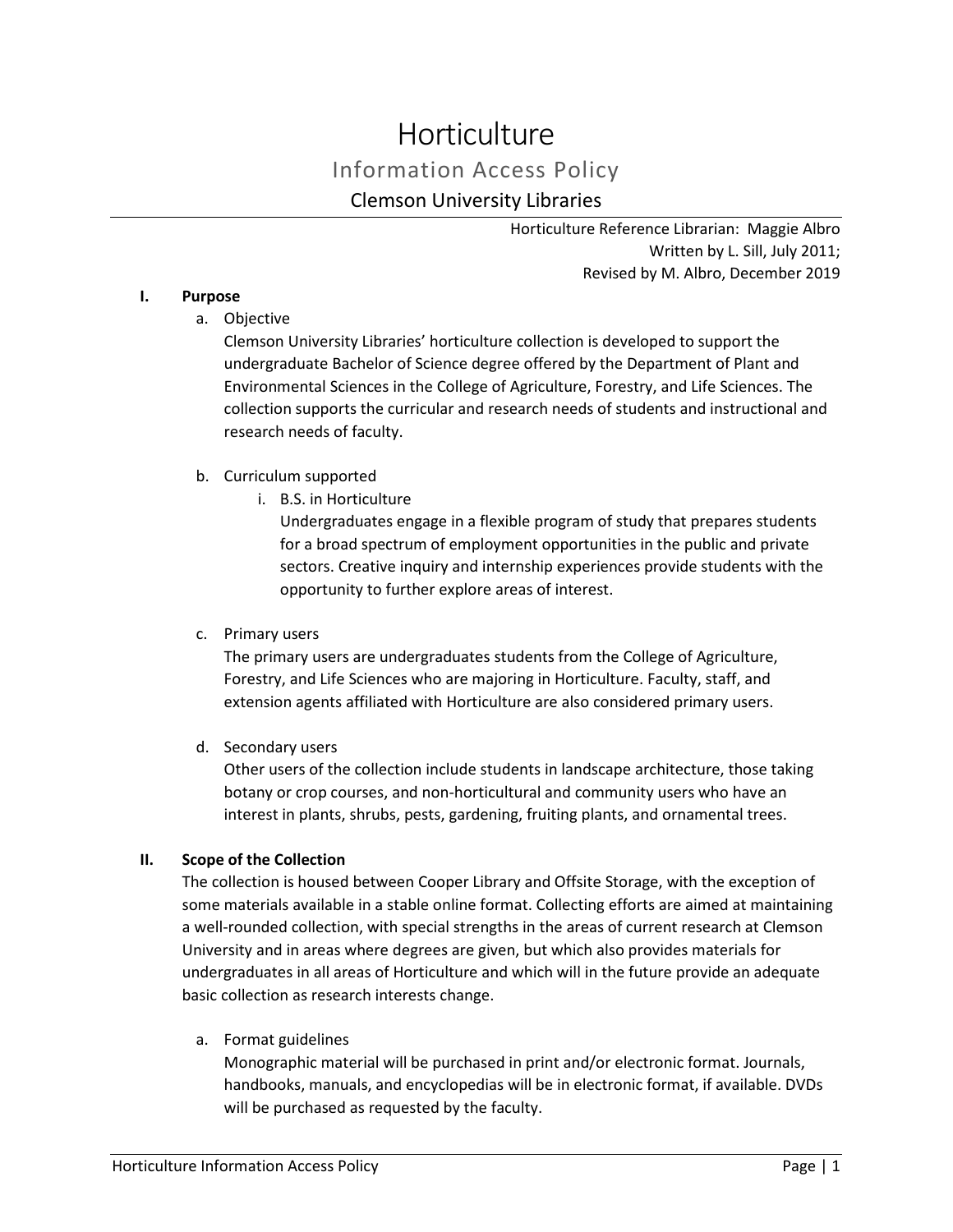# Horticulture

## Information Access Policy

### Clemson University Libraries

Horticulture Reference Librarian: Maggie Albro
Written by L. Sill, July 2011;
Revised by M. Albro, December 2019

**I. Purpose**

a. Objective

Clemson University Libraries' horticulture collection is developed to support the undergraduate Bachelor of Science degree offered by the Department of Plant and Environmental Sciences in the College of Agriculture, Forestry, and Life Sciences. The collection supports the curricular and research needs of students and instructional and research needs of faculty.

b. Curriculum supported

i. B.S. in Horticulture

Undergraduates engage in a flexible program of study that prepares students for a broad spectrum of employment opportunities in the public and private sectors. Creative inquiry and internship experiences provide students with the opportunity to further explore areas of interest.

c. Primary users

The primary users are undergraduates students from the College of Agriculture, Forestry, and Life Sciences who are majoring in Horticulture. Faculty, staff, and extension agents affiliated with Horticulture are also considered primary users.

d. Secondary users

Other users of the collection include students in landscape architecture, those taking botany or crop courses, and non-horticultural and community users who have an interest in plants, shrubs, pests, gardening, fruiting plants, and ornamental trees.

**II. Scope of the Collection**

The collection is housed between Cooper Library and Offsite Storage, with the exception of some materials available in a stable online format. Collecting efforts are aimed at maintaining a well-rounded collection, with special strengths in the areas of current research at Clemson University and in areas where degrees are given, but which also provides materials for undergraduates in all areas of Horticulture and which will in the future provide an adequate basic collection as research interests change.

a. Format guidelines

Monographic material will be purchased in print and/or electronic format. Journals, handbooks, manuals, and encyclopedias will be in electronic format, if available. DVDs will be purchased as requested by the faculty.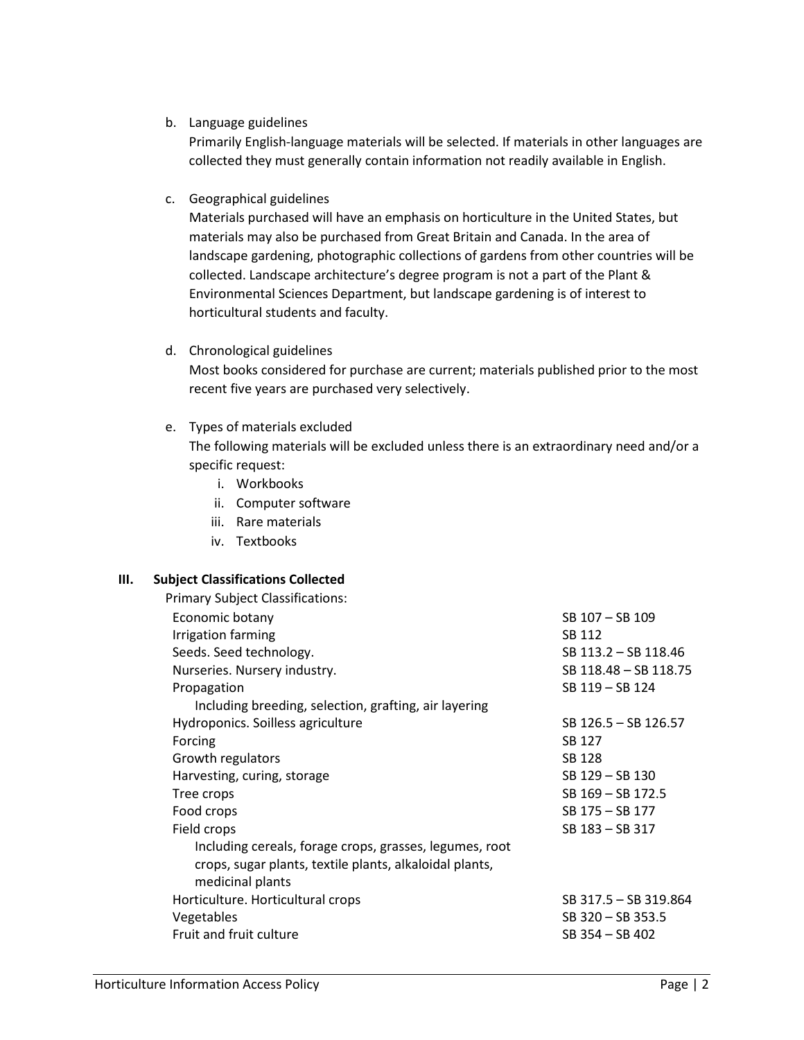b. Language guidelines

   Primarily English-language materials will be selected. If materials in other languages are collected they must generally contain information not readily available in English.

c. Geographical guidelines

   Materials purchased will have an emphasis on horticulture in the United States, but materials may also be purchased from Great Britain and Canada. In the area of landscape gardening, photographic collections of gardens from other countries will be collected. Landscape architecture's degree program is not a part of the Plant & Environmental Sciences Department, but landscape gardening is of interest to horticultural students and faculty.

d. Chronological guidelines

   Most books considered for purchase are current; materials published prior to the most recent five years are purchased very selectively.

e. Types of materials excluded

   The following materials will be excluded unless there is an extraordinary need and/or a specific request:

   i. Workbooks
   ii. Computer software
   iii. Rare materials
   iv. Textbooks

## III. Subject Classifications Collected

Primary Subject Classifications:

| | |
|---|---|
| Economic botany | SB 107 – SB 109 |
| Irrigation farming | SB 112 |
| Seeds. Seed technology. | SB 113.2 – SB 118.46 |
| Nurseries. Nursery industry. | SB 118.48 – SB 118.75 |
| Propagation<br>Including breeding, selection, grafting, air layering | SB 119 – SB 124 |
| Hydroponics. Soilless agriculture | SB 126.5 – SB 126.57 |
| Forcing | SB 127 |
| Growth regulators | SB 128 |
| Harvesting, curing, storage | SB 129 – SB 130 |
| Tree crops | SB 169 – SB 172.5 |
| Food crops | SB 175 – SB 177 |
| Field crops<br>Including cereals, forage crops, grasses, legumes, root crops, sugar plants, textile plants, alkaloidal plants, medicinal plants | SB 183 – SB 317 |
| Horticulture. Horticultural crops | SB 317.5 – SB 319.864 |
| Vegetables | SB 320 – SB 353.5 |
| Fruit and fruit culture | SB 354 – SB 402 |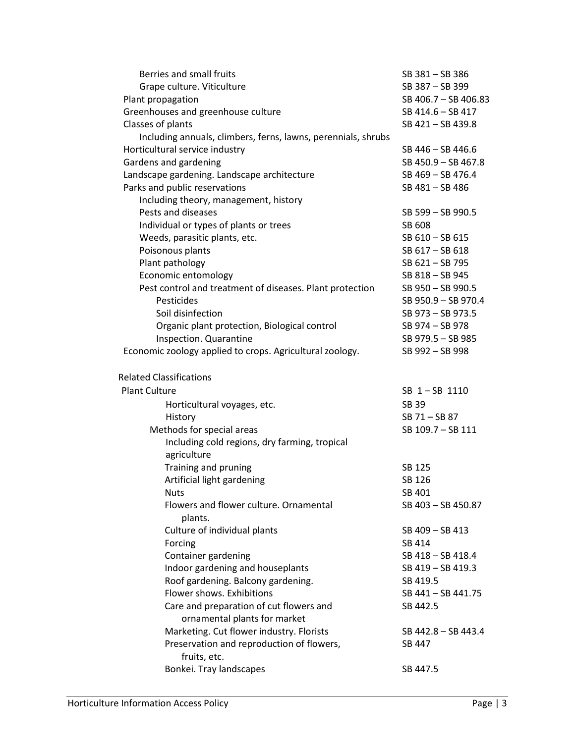| | |
|---|---|
| Berries and small fruits | SB 381 – SB 386 |
| Grape culture. Viticulture | SB 387 – SB 399 |
| Plant propagation | SB 406.7 – SB 406.83 |
| Greenhouses and greenhouse culture | SB 414.6 – SB 417 |
| Classes of plants | SB 421 – SB 439.8 |
| Including annuals, climbers, ferns, lawns, perennials, shrubs | |
| Horticultural service industry | SB 446 – SB 446.6 |
| Gardens and gardening | SB 450.9 – SB 467.8 |
| Landscape gardening. Landscape architecture | SB 469 – SB 476.4 |
| Parks and public reservations | SB 481 – SB 486 |
| Including theory, management, history | |
| Pests and diseases | SB 599 – SB 990.5 |
| Individual or types of plants or trees | SB 608 |
| Weeds, parasitic plants, etc. | SB 610 – SB 615 |
| Poisonous plants | SB 617 – SB 618 |
| Plant pathology | SB 621 – SB 795 |
| Economic entomology | SB 818 – SB 945 |
| Pest control and treatment of diseases. Plant protection | SB 950 – SB 990.5 |
| Pesticides | SB 950.9 – SB 970.4 |
| Soil disinfection | SB 973 – SB 973.5 |
| Organic plant protection, Biological control | SB 974 – SB 978 |
| Inspection. Quarantine | SB 979.5 – SB 985 |
| Economic zoology applied to crops. Agricultural zoology. | SB 992 – SB 998 |

Related Classifications

| | |
|---|---|
| Plant Culture | SB 1 – SB 1110 |
| Horticultural voyages, etc. | SB 39 |
| History | SB 71 – SB 87 |
| Methods for special areas | SB 109.7 – SB 111 |
| Including cold regions, dry farming, tropical agriculture | |
| Training and pruning | SB 125 |
| Artificial light gardening | SB 126 |
| Nuts | SB 401 |
| Flowers and flower culture. Ornamental plants. | SB 403 – SB 450.87 |
| Culture of individual plants | SB 409 – SB 413 |
| Forcing | SB 414 |
| Container gardening | SB 418 – SB 418.4 |
| Indoor gardening and houseplants | SB 419 – SB 419.3 |
| Roof gardening. Balcony gardening. | SB 419.5 |
| Flower shows. Exhibitions | SB 441 – SB 441.75 |
| Care and preparation of cut flowers and ornamental plants for market | SB 442.5 |
| Marketing. Cut flower industry. Florists | SB 442.8 – SB 443.4 |
| Preservation and reproduction of flowers, fruits, etc. | SB 447 |
| Bonkei. Tray landscapes | SB 447.5 |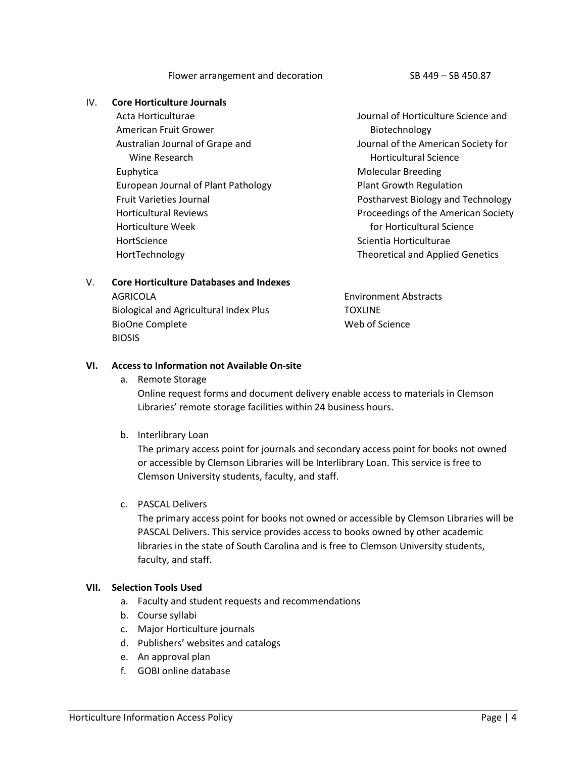Flower arrangement and decoration SB 449 – SB 450.87

IV. **Core Horticulture Journals**

- Acta Horticulturae
- American Fruit Grower
- Australian Journal of Grape and Wine Research
- Euphytica
- European Journal of Plant Pathology
- Fruit Varieties Journal
- Horticultural Reviews
- Horticulture Week
- HortScience
- HortTechnology
- Journal of Horticulture Science and Biotechnology
- Journal of the American Society for Horticultural Science
- Molecular Breeding
- Plant Growth Regulation
- Postharvest Biology and Technology
- Proceedings of the American Society for Horticultural Science
- Scientia Horticulturae
- Theoretical and Applied Genetics

V. **Core Horticulture Databases and Indexes**

- AGRICOLA
- Biological and Agricultural Index Plus
- BioOne Complete
- BIOSIS
- Environment Abstracts
- TOXLINE
- Web of Science

**VI. Access to Information not Available On-site**

a. Remote Storage
Online request forms and document delivery enable access to materials in Clemson Libraries' remote storage facilities within 24 business hours.

b. Interlibrary Loan
The primary access point for journals and secondary access point for books not owned or accessible by Clemson Libraries will be Interlibrary Loan. This service is free to Clemson University students, faculty, and staff.

c. PASCAL Delivers
The primary access point for books not owned or accessible by Clemson Libraries will be PASCAL Delivers. This service provides access to books owned by other academic libraries in the state of South Carolina and is free to Clemson University students, faculty, and staff.

**VII. Selection Tools Used**

a. Faculty and student requests and recommendations
b. Course syllabi
c. Major Horticulture journals
d. Publishers' websites and catalogs
e. An approval plan
f. GOBI online database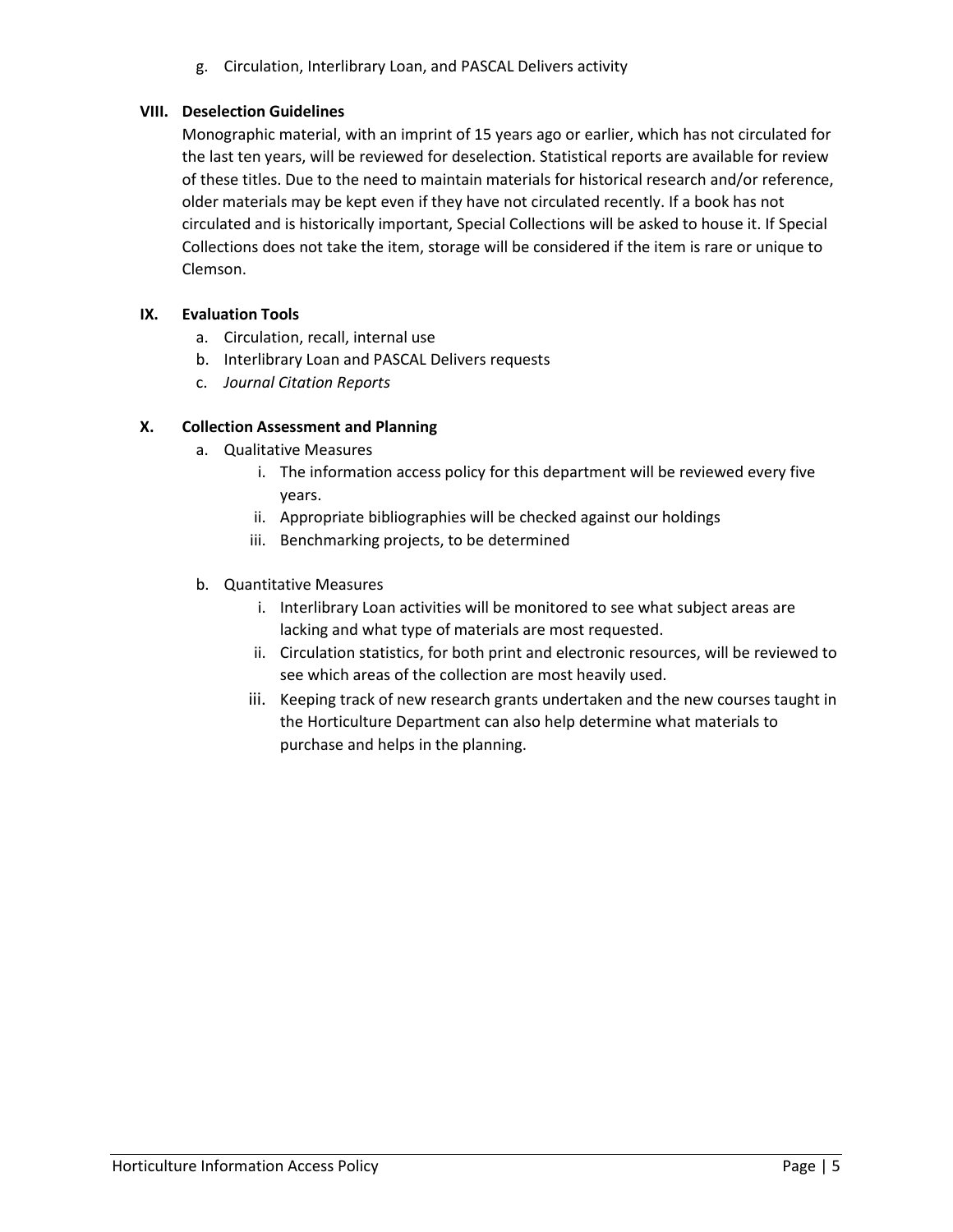g. Circulation, Interlibrary Loan, and PASCAL Delivers activity

## VIII. Deselection Guidelines

Monographic material, with an imprint of 15 years ago or earlier, which has not circulated for the last ten years, will be reviewed for deselection. Statistical reports are available for review of these titles. Due to the need to maintain materials for historical research and/or reference, older materials may be kept even if they have not circulated recently. If a book has not circulated and is historically important, Special Collections will be asked to house it. If Special Collections does not take the item, storage will be considered if the item is rare or unique to Clemson.

## IX. Evaluation Tools

a. Circulation, recall, internal use
b. Interlibrary Loan and PASCAL Delivers requests
c. *Journal Citation Reports*

## X. Collection Assessment and Planning

a. Qualitative Measures
   i. The information access policy for this department will be reviewed every five years.
   ii. Appropriate bibliographies will be checked against our holdings
   iii. Benchmarking projects, to be determined

b. Quantitative Measures
   i. Interlibrary Loan activities will be monitored to see what subject areas are lacking and what type of materials are most requested.
   ii. Circulation statistics, for both print and electronic resources, will be reviewed to see which areas of the collection are most heavily used.
   iii. Keeping track of new research grants undertaken and the new courses taught in the Horticulture Department can also help determine what materials to purchase and helps in the planning.